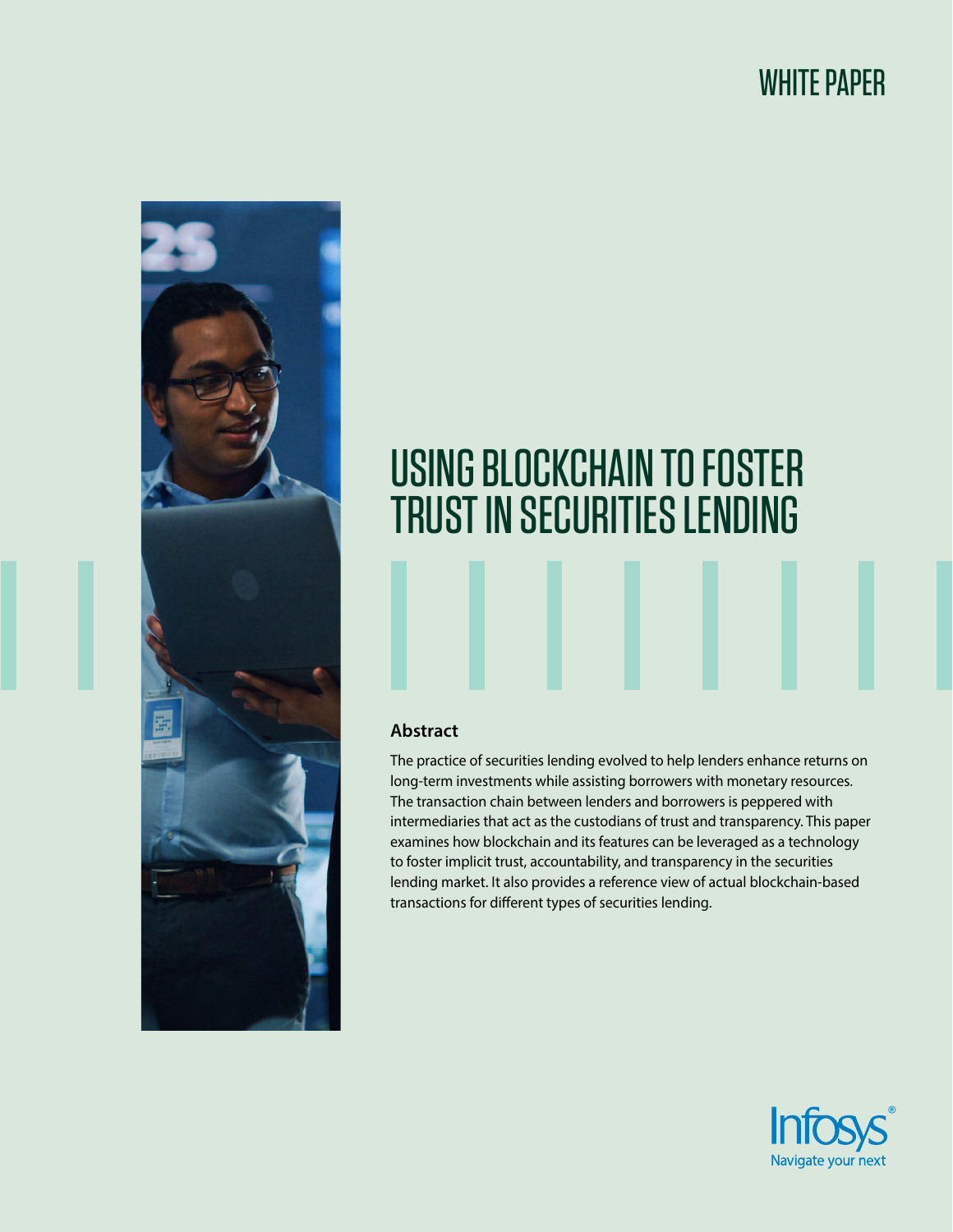WHITE PAPER

# USING BLOCKCHAIN TO FOSTER TRUST IN SECURITIES LENDING

## Abstract

The practice of securities lending evolved to help lenders enhance returns on long-term investments while assisting borrowers with monetary resources. The transaction chain between lenders and borrowers is peppered with intermediaries that act as the custodians of trust and transparency. This paper examines how blockchain and its features can be leveraged as a technology to foster implicit trust, accountability, and transparency in the securities lending market. It also provides a reference view of actual blockchain-based transactions for different types of securities lending.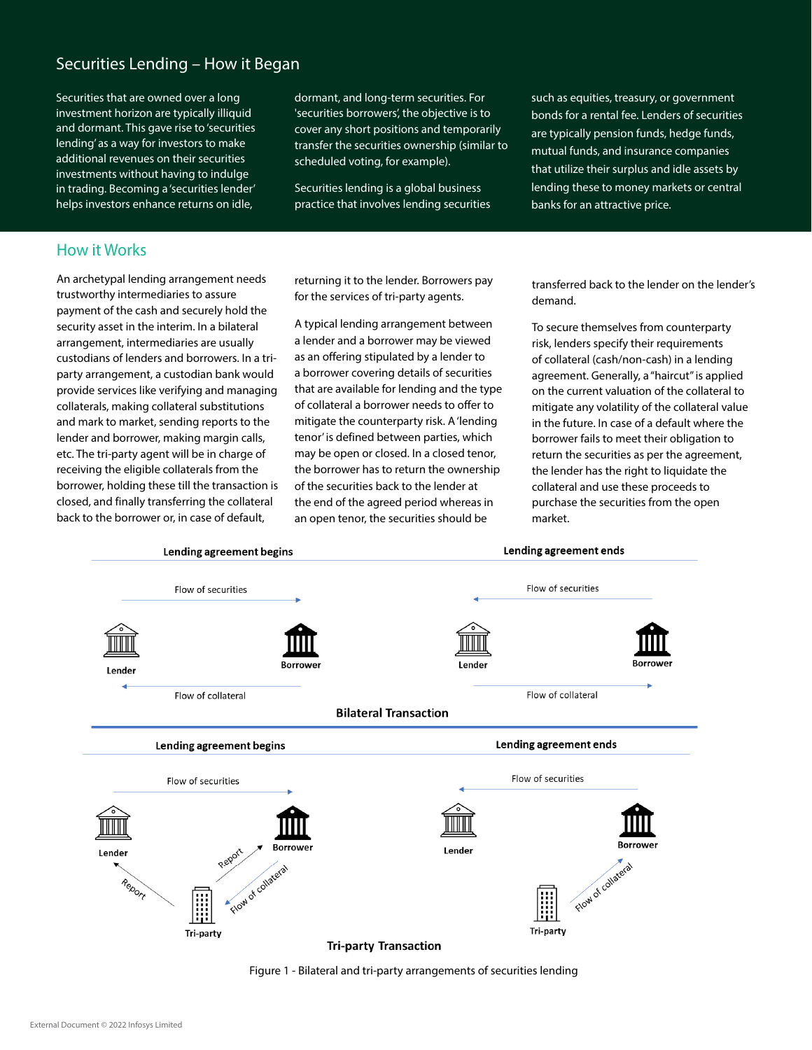## Securities Lending – How it Began

Securities that are owned over a long investment horizon are typically illiquid and dormant. This gave rise to 'securities lending' as a way for investors to make additional revenues on their securities investments without having to indulge in trading. Becoming a 'securities lender' helps investors enhance returns on idle, dormant, and long-term securities. For 'securities borrowers', the objective is to cover any short positions and temporarily transfer the securities ownership (similar to scheduled voting, for example).

Securities lending is a global business practice that involves lending securities such as equities, treasury, or government bonds for a rental fee. Lenders of securities are typically pension funds, hedge funds, mutual funds, and insurance companies that utilize their surplus and idle assets by lending these to money markets or central banks for an attractive price.

## How it Works

An archetypal lending arrangement needs trustworthy intermediaries to assure payment of the cash and securely hold the security asset in the interim. In a bilateral arrangement, intermediaries are usually custodians of lenders and borrowers. In a tri-party arrangement, a custodian bank would provide services like verifying and managing collaterals, making collateral substitutions and mark to market, sending reports to the lender and borrower, making margin calls, etc. The tri-party agent will be in charge of receiving the eligible collaterals from the borrower, holding these till the transaction is closed, and finally transferring the collateral back to the borrower or, in case of default, returning it to the lender. Borrowers pay for the services of tri-party agents.

A typical lending arrangement between a lender and a borrower may be viewed as an offering stipulated by a lender to a borrower covering details of securities that are available for lending and the type of collateral a borrower needs to offer to mitigate the counterparty risk. A 'lending tenor' is defined between parties, which may be open or closed. In a closed tenor, the borrower has to return the ownership of the securities back to the lender at the end of the agreed period whereas in an open tenor, the securities should be transferred back to the lender on the lender's demand.

To secure themselves from counterparty risk, lenders specify their requirements of collateral (cash/non-cash) in a lending agreement. Generally, a "haircut" is applied on the current valuation of the collateral to mitigate any volatility of the collateral value in the future. In case of a default where the borrower fails to meet their obligation to return the securities as per the agreement, the lender has the right to liquidate the collateral and use these proceeds to purchase the securities from the open market.

Figure 1 - Bilateral and tri-party arrangements of securities lending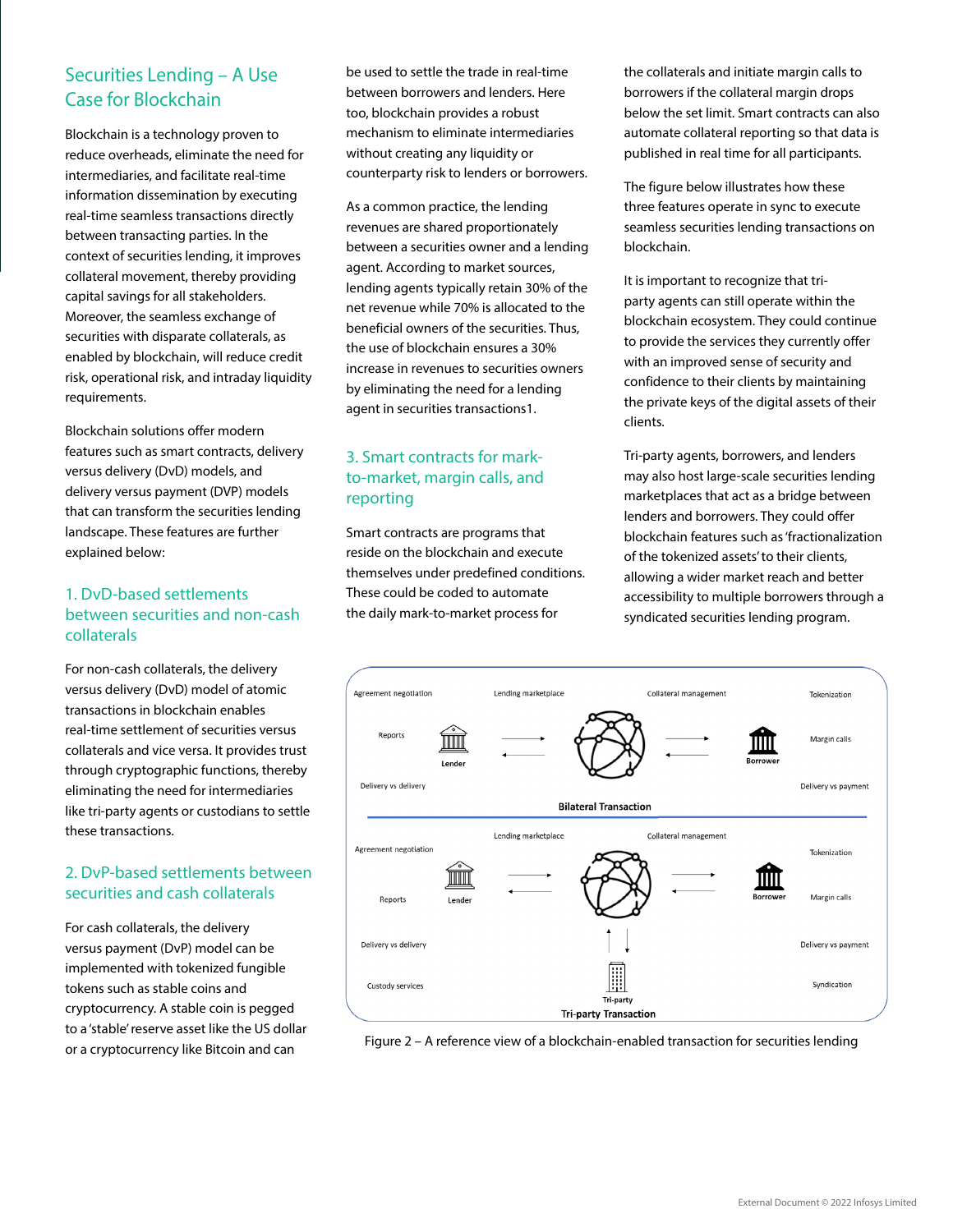## Securities Lending – A Use Case for Blockchain

Blockchain is a technology proven to reduce overheads, eliminate the need for intermediaries, and facilitate real-time information dissemination by executing real-time seamless transactions directly between transacting parties. In the context of securities lending, it improves collateral movement, thereby providing capital savings for all stakeholders. Moreover, the seamless exchange of securities with disparate collaterals, as enabled by blockchain, will reduce credit risk, operational risk, and intraday liquidity requirements.

Blockchain solutions offer modern features such as smart contracts, delivery versus delivery (DvD) models, and delivery versus payment (DVP) models that can transform the securities lending landscape. These features are further explained below:

### 1. DvD-based settlements between securities and non-cash collaterals

For non-cash collaterals, the delivery versus delivery (DvD) model of atomic transactions in blockchain enables real-time settlement of securities versus collaterals and vice versa. It provides trust through cryptographic functions, thereby eliminating the need for intermediaries like tri-party agents or custodians to settle these transactions.

### 2. DvP-based settlements between securities and cash collaterals

For cash collaterals, the delivery versus payment (DvP) model can be implemented with tokenized fungible tokens such as stable coins and cryptocurrency. A stable coin is pegged to a 'stable' reserve asset like the US dollar or a cryptocurrency like Bitcoin and can be used to settle the trade in real-time between borrowers and lenders. Here too, blockchain provides a robust mechanism to eliminate intermediaries without creating any liquidity or counterparty risk to lenders or borrowers.

As a common practice, the lending revenues are shared proportionately between a securities owner and a lending agent. According to market sources, lending agents typically retain 30% of the net revenue while 70% is allocated to the beneficial owners of the securities. Thus, the use of blockchain ensures a 30% increase in revenues to securities owners by eliminating the need for a lending agent in securities transactions1.

### 3. Smart contracts for mark-to-market, margin calls, and reporting

Smart contracts are programs that reside on the blockchain and execute themselves under predefined conditions. These could be coded to automate the daily mark-to-market process for the collaterals and initiate margin calls to borrowers if the collateral margin drops below the set limit. Smart contracts can also automate collateral reporting so that data is published in real time for all participants.

The figure below illustrates how these three features operate in sync to execute seamless securities lending transactions on blockchain.

It is important to recognize that tri-party agents can still operate within the blockchain ecosystem. They could continue to provide the services they currently offer with an improved sense of security and confidence to their clients by maintaining the private keys of the digital assets of their clients.

Tri-party agents, borrowers, and lenders may also host large-scale securities lending marketplaces that act as a bridge between lenders and borrowers. They could offer blockchain features such as 'fractionalization of the tokenized assets' to their clients, allowing a wider market reach and better accessibility to multiple borrowers through a syndicated securities lending program.

Figure 2 – A reference view of a blockchain-enabled transaction for securities lending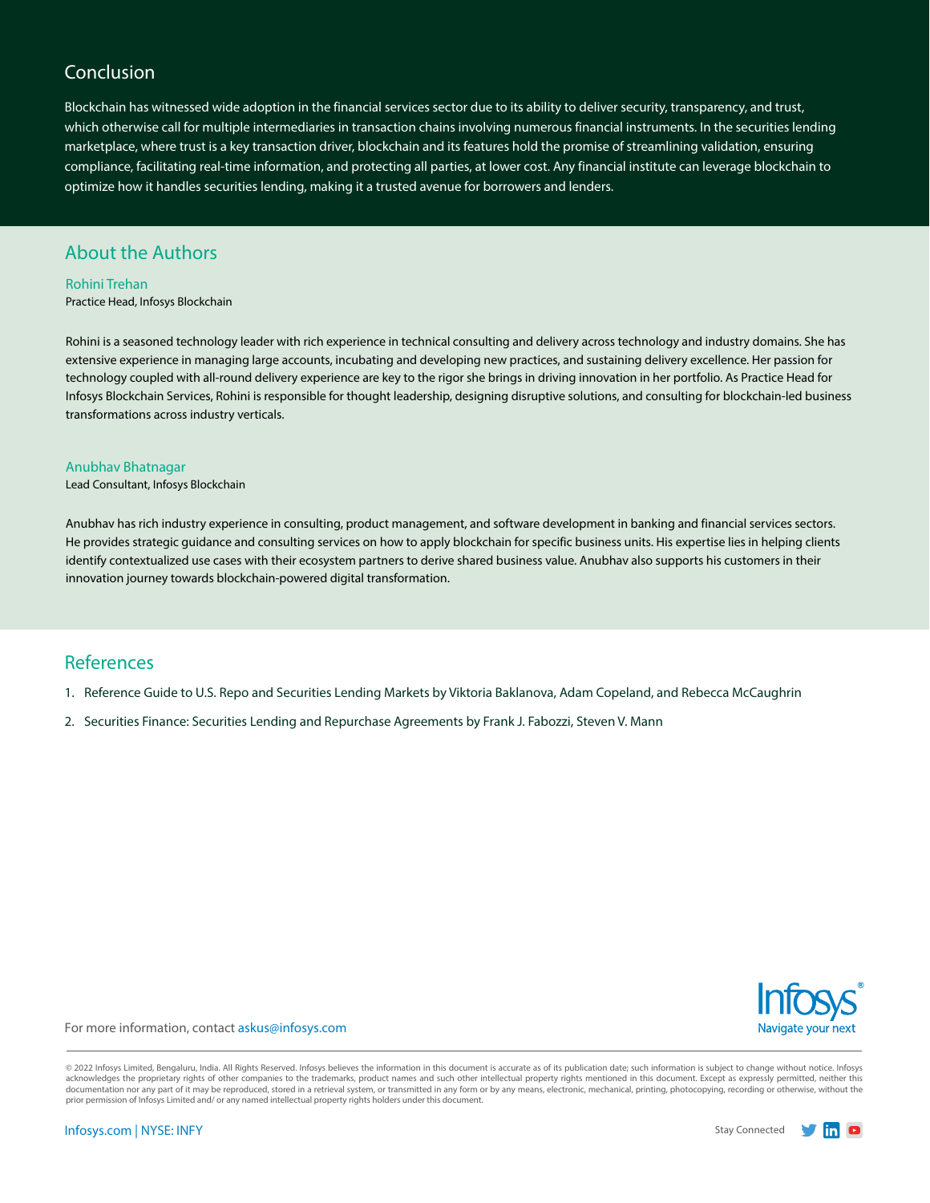## Conclusion

Blockchain has witnessed wide adoption in the financial services sector due to its ability to deliver security, transparency, and trust, which otherwise call for multiple intermediaries in transaction chains involving numerous financial instruments. In the securities lending marketplace, where trust is a key transaction driver, blockchain and its features hold the promise of streamlining validation, ensuring compliance, facilitating real-time information, and protecting all parties, at lower cost. Any financial institute can leverage blockchain to optimize how it handles securities lending, making it a trusted avenue for borrowers and lenders.

## About the Authors

### Rohini Trehan

Practice Head, Infosys Blockchain

Rohini is a seasoned technology leader with rich experience in technical consulting and delivery across technology and industry domains. She has extensive experience in managing large accounts, incubating and developing new practices, and sustaining delivery excellence. Her passion for technology coupled with all-round delivery experience are key to the rigor she brings in driving innovation in her portfolio. As Practice Head for Infosys Blockchain Services, Rohini is responsible for thought leadership, designing disruptive solutions, and consulting for blockchain-led business transformations across industry verticals.

### Anubhav Bhatnagar

Lead Consultant, Infosys Blockchain

Anubhav has rich industry experience in consulting, product management, and software development in banking and financial services sectors. He provides strategic guidance and consulting services on how to apply blockchain for specific business units. His expertise lies in helping clients identify contextualized use cases with their ecosystem partners to derive shared business value. Anubhav also supports his customers in their innovation journey towards blockchain-powered digital transformation.

## References

1. Reference Guide to U.S. Repo and Securities Lending Markets by Viktoria Baklanova, Adam Copeland, and Rebecca McCaughrin
2. Securities Finance: Securities Lending and Repurchase Agreements by Frank J. Fabozzi, Steven V. Mann

For more information, contact askus@infosys.com

Infosys
Navigate your next

© 2022 Infosys Limited, Bengaluru, India. All Rights Reserved. Infosys believes the information in this document is accurate as of its publication date; such information is subject to change without notice. Infosys acknowledges the proprietary rights of other companies to the trademarks, product names and such other intellectual property rights mentioned in this document. Except as expressly permitted, neither this documentation nor any part of it may be reproduced, stored in a retrieval system, or transmitted in any form or by any means, electronic, mechanical, printing, photocopying, recording or otherwise, without the prior permission of Infosys Limited and/ or any named intellectual property rights holders under this document.

Infosys.com | NYSE: INFY

Stay Connected